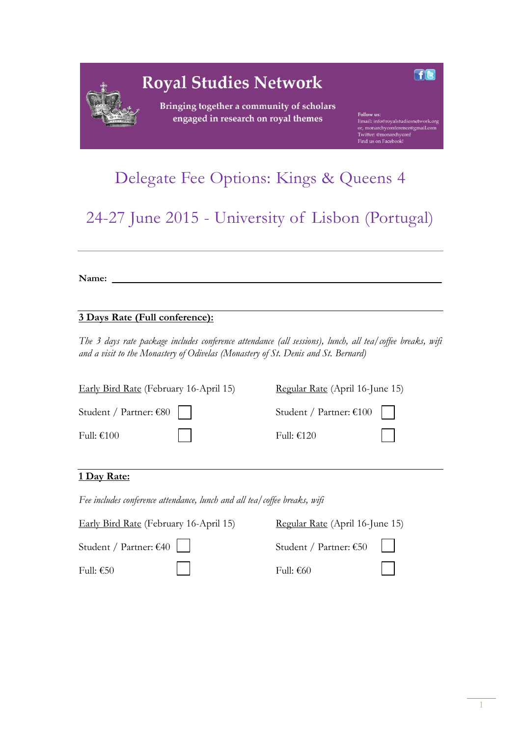# Royal Studies Network

Bringing together a community of scholars engaged in research on royal themes

Follow us:
Email: info@royalstudiesnetwork.org
or, monarchyconference@gmail.com
Twitter: @monarchyconf
Find us on Facebook!

## Delegate Fee Options: Kings & Queens 4

## 24-27 June 2015 - University of Lisbon (Portugal)

---

**Name:** ______________________________________________

---

**3 Days Rate (Full conference):**

*The 3 days rate package includes conference attendance (all sessions), lunch, all tea/coffee breaks, wifi and a visit to the Monastery of Odivelas (Monastery of St. Denis and St. Bernard)*

| Early Bird Rate (February 16-April 15) | | Regular Rate (April 16-June 15) | |
|---|---|---|---|
| Student / Partner: €80 | ☐ | Student / Partner: €100 | ☐ |
| Full: €100 | ☐ | Full: €120 | ☐ |

---

**1 Day Rate:**

*Fee includes conference attendance, lunch and all tea/coffee breaks, wifi*

| Early Bird Rate (February 16-April 15) | | Regular Rate (April 16-June 15) | |
|---|---|---|---|
| Student / Partner: €40 | ☐ | Student / Partner: €50 | ☐ |
| Full: €50 | ☐ | Full: €60 | ☐ |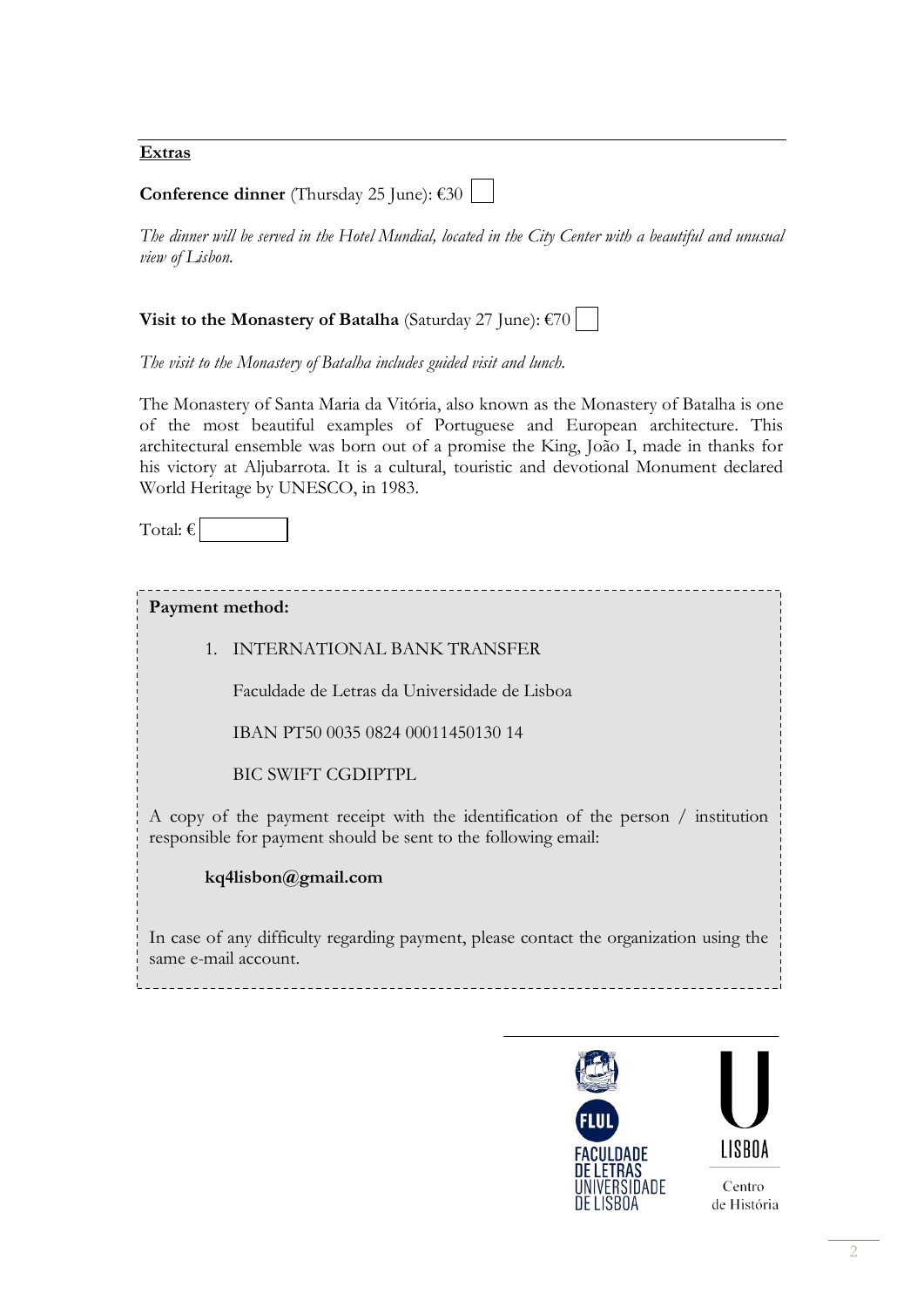**Extras**

**Conference dinner** (Thursday 25 June): €30 ☐

*The dinner will be served in the Hotel Mundial, located in the City Center with a beautiful and unusual view of Lisbon.*

**Visit to the Monastery of Batalha** (Saturday 27 June): €70 ☐

*The visit to the Monastery of Batalha includes guided visit and lunch.*

The Monastery of Santa Maria da Vitória, also known as the Monastery of Batalha is one of the most beautiful examples of Portuguese and European architecture. This architectural ensemble was born out of a promise the King, João I, made in thanks for his victory at Aljubarrota. It is a cultural, touristic and devotional Monument declared World Heritage by UNESCO, in 1983.

Total: € ______

**Payment method:**

1. INTERNATIONAL BANK TRANSFER

   Faculdade de Letras da Universidade de Lisboa

   IBAN PT50 0035 0824 00011450130 14

   BIC SWIFT CGDIPTPL

A copy of the payment receipt with the identification of the person / institution responsible for payment should be sent to the following email:

**kq4lisbon@gmail.com**

In case of any difficulty regarding payment, please contact the organization using the same e-mail account.

FLUL FACULDADE DE LETRAS UNIVERSIDADE DE LISBOA

LISBOA Centro de História